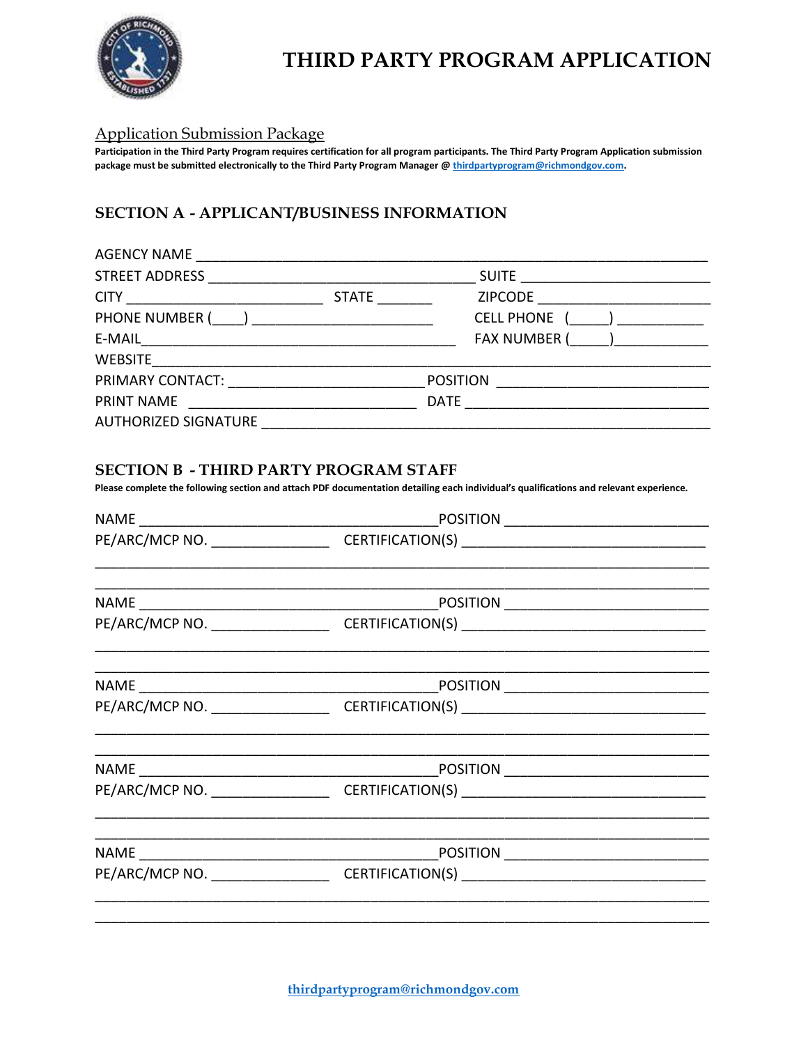# THIRD PARTY PROGRAM APPLICATION

## Application Submission Package

**Participation in the Third Party Program requires certification for all program participants. The Third Party Program Application submission package must be submitted electronically to the Third Party Program Manager @ thirdpartyprogram@richmondgov.com.**

## SECTION A - APPLICANT/BUSINESS INFORMATION

AGENCY NAME ______________________________________________________________

STREET ADDRESS ___________________________________ SUITE ______________________

CITY _________________________ STATE _______ ZIPCODE _______________________

PHONE NUMBER (____) _______________________ CELL PHONE (_____) ___________

E-MAIL_________________________________________ FAX NUMBER (_____)____________

WEBSITE_________________________________________________________________________

PRIMARY CONTACT: _________________________ POSITION ___________________________

PRINT NAME ____________________________ DATE ________________________________

AUTHORIZED SIGNATURE _____________________________________________________________

## SECTION B - THIRD PARTY PROGRAM STAFF

**Please complete the following section and attach PDF documentation detailing each individual's qualifications and relevant experience.**

NAME ______________________________________POSITION __________________________

PE/ARC/MCP NO. _______________ CERTIFICATION(S) ______________________________

___________________________________________________________________________

___________________________________________________________________________

NAME ______________________________________POSITION __________________________

PE/ARC/MCP NO. _______________ CERTIFICATION(S) ______________________________

___________________________________________________________________________

___________________________________________________________________________

NAME ______________________________________POSITION __________________________

PE/ARC/MCP NO. _______________ CERTIFICATION(S) ______________________________

___________________________________________________________________________

___________________________________________________________________________

NAME ______________________________________POSITION __________________________

PE/ARC/MCP NO. _______________ CERTIFICATION(S) ______________________________

___________________________________________________________________________

___________________________________________________________________________

NAME ______________________________________POSITION __________________________

PE/ARC/MCP NO. _______________ CERTIFICATION(S) ______________________________

___________________________________________________________________________

___________________________________________________________________________

thirdpartyprogram@richmondgov.com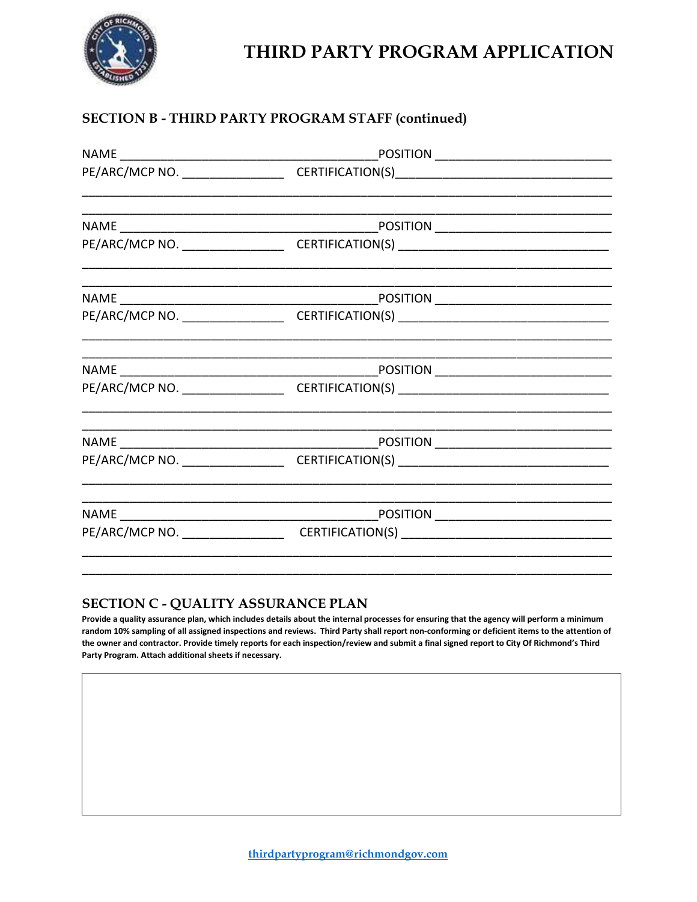# THIRD PARTY PROGRAM APPLICATION

## SECTION B - THIRD PARTY PROGRAM STAFF (continued)

NAME ______________________________________ POSITION __________________________

PE/ARC/MCP NO. _______________ CERTIFICATION(S) _______________________________

______________________________________________________________________________

______________________________________________________________________________

NAME ______________________________________ POSITION __________________________

PE/ARC/MCP NO. _______________ CERTIFICATION(S) _______________________________

______________________________________________________________________________

______________________________________________________________________________

NAME ______________________________________ POSITION __________________________

PE/ARC/MCP NO. _______________ CERTIFICATION(S) _______________________________

______________________________________________________________________________

______________________________________________________________________________

NAME ______________________________________ POSITION __________________________

PE/ARC/MCP NO. _______________ CERTIFICATION(S) _______________________________

______________________________________________________________________________

______________________________________________________________________________

NAME ______________________________________ POSITION __________________________

PE/ARC/MCP NO. _______________ CERTIFICATION(S) _______________________________

______________________________________________________________________________

______________________________________________________________________________

NAME ______________________________________ POSITION __________________________

PE/ARC/MCP NO. _______________ CERTIFICATION(S) _______________________________

______________________________________________________________________________

______________________________________________________________________________

## SECTION C - QUALITY ASSURANCE PLAN

**Provide a quality assurance plan, which includes details about the internal processes for ensuring that the agency will perform a minimum random 10% sampling of all assigned inspections and reviews. Third Party shall report non-conforming or deficient items to the attention of the owner and contractor. Provide timely reports for each inspection/review and submit a final signed report to City Of Richmond's Third Party Program. Attach additional sheets if necessary.**

| |
|---|
| |

thirdpartyprogram@richmondgov.com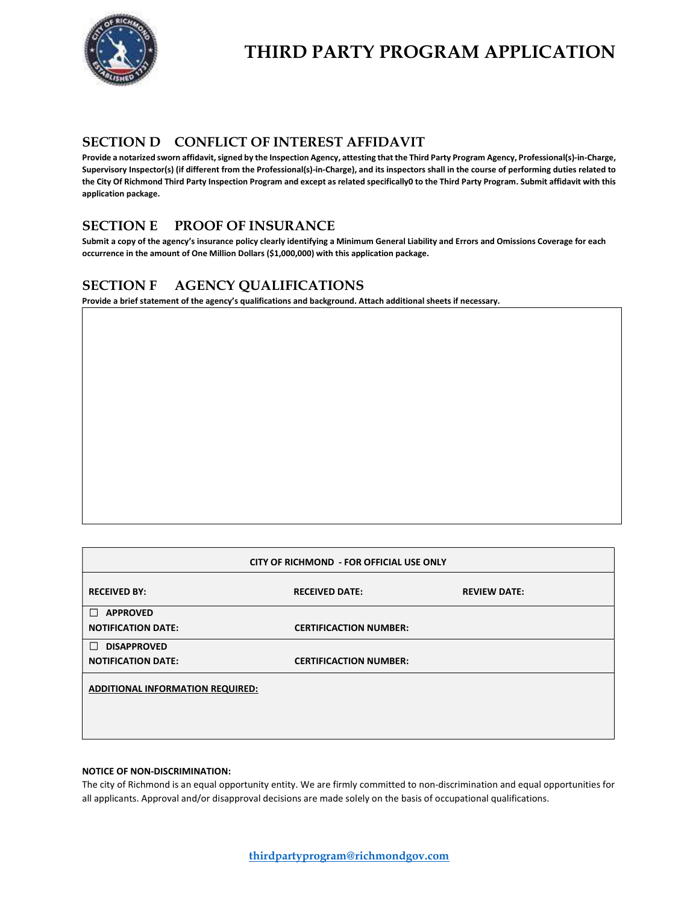# THIRD PARTY PROGRAM APPLICATION

## SECTION D CONFLICT OF INTEREST AFFIDAVIT

**Provide a notarized sworn affidavit, signed by the Inspection Agency, attesting that the Third Party Program Agency, Professional(s)-in-Charge, Supervisory Inspector(s) (if different from the Professional(s)-in-Charge), and its inspectors shall in the course of performing duties related to the City Of Richmond Third Party Inspection Program and except as related specifically0 to the Third Party Program. Submit affidavit with this application package.**

## SECTION E PROOF OF INSURANCE

**Submit a copy of the agency's insurance policy clearly identifying a Minimum General Liability and Errors and Omissions Coverage for each occurrence in the amount of One Million Dollars ($1,000,000) with this application package.**

## SECTION F AGENCY QUALIFICATIONS

**Provide a brief statement of the agency's qualifications and background. Attach additional sheets if necessary.**

| CITY OF RICHMOND - FOR OFFICIAL USE ONLY | | |
|---|---|---|
| **RECEIVED BY:** | **RECEIVED DATE:** | **REVIEW DATE:** |
| ☐ **APPROVED**<br>**NOTIFICATION DATE:** | **CERTIFICACTION NUMBER:** | |
| ☐ **DISAPPROVED**<br>**NOTIFICATION DATE:** | **CERTIFICACTION NUMBER:** | |
| **ADDITIONAL INFORMATION REQUIRED:** | | |

**NOTICE OF NON-DISCRIMINATION:**

The city of Richmond is an equal opportunity entity. We are firmly committed to non-discrimination and equal opportunities for all applicants. Approval and/or disapproval decisions are made solely on the basis of occupational qualifications.

thirdpartyprogram@richmondgov.com